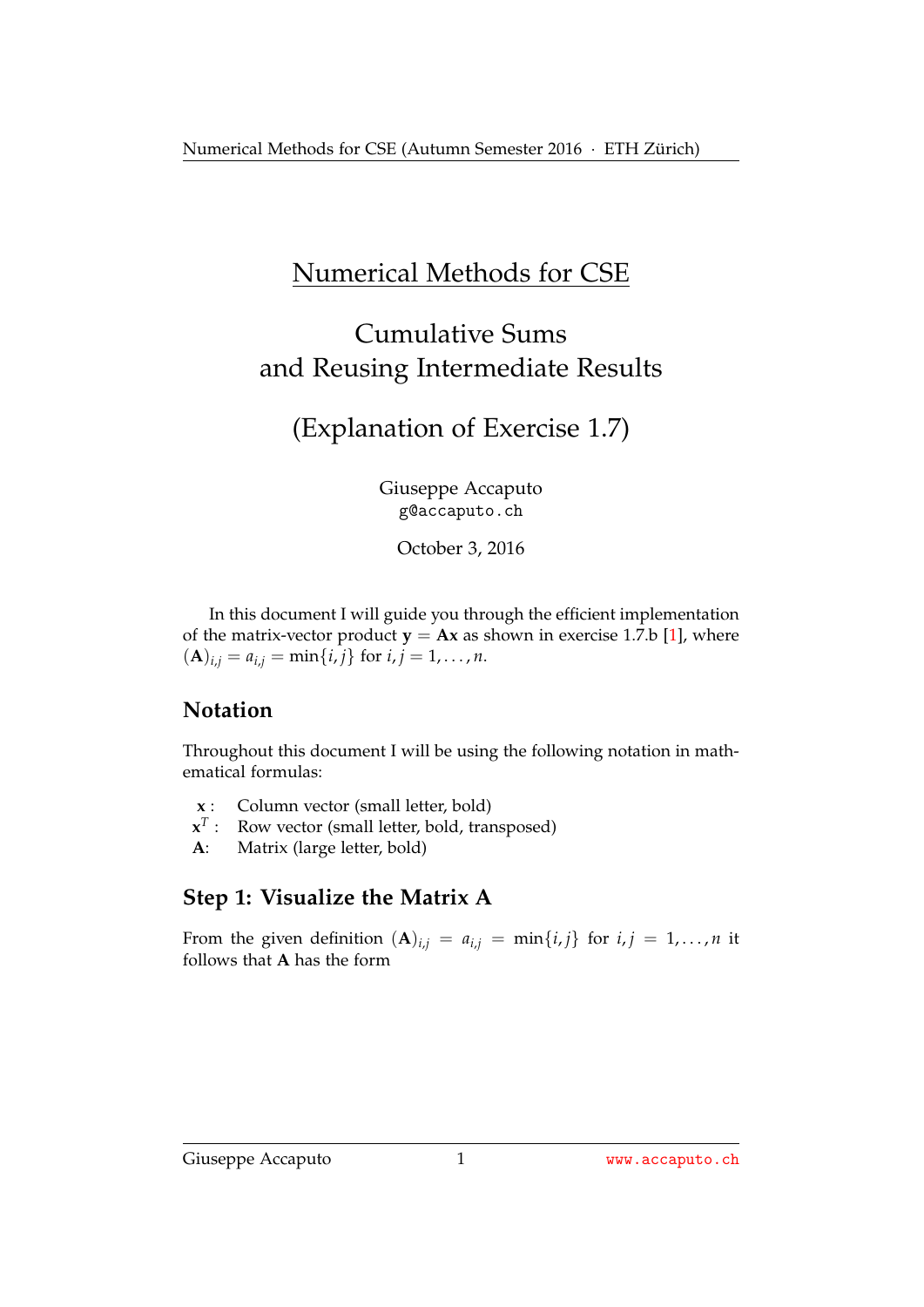# Numerical Methods for CSE

## Cumulative Sums and Reusing Intermediate Results

## (Explanation of Exercise 1.7)

Giuseppe Accaputo
g@accaputo.ch

October 3, 2016

In this document I will guide you through the efficient implementation of the matrix-vector product $\mathbf{y} = \mathbf{A}\mathbf{x}$ as shown in exercise 1.7.b [1], where $(\mathbf{A})_{i,j} = a_{i,j} = \min\{i, j\}$ for $i, j = 1, \ldots, n$.

## Notation

Throughout this document I will be using the following notation in mathematical formulas:

- $\mathbf{x}$ : Column vector (small letter, bold)
- $\mathbf{x}^T$ : Row vector (small letter, bold, transposed)
- $\mathbf{A}$: Matrix (large letter, bold)

## Step 1: Visualize the Matrix A

From the given definition $(\mathbf{A})_{i,j} = a_{i,j} = \min\{i, j\}$ for $i, j = 1, \ldots, n$ it follows that $\mathbf{A}$ has the form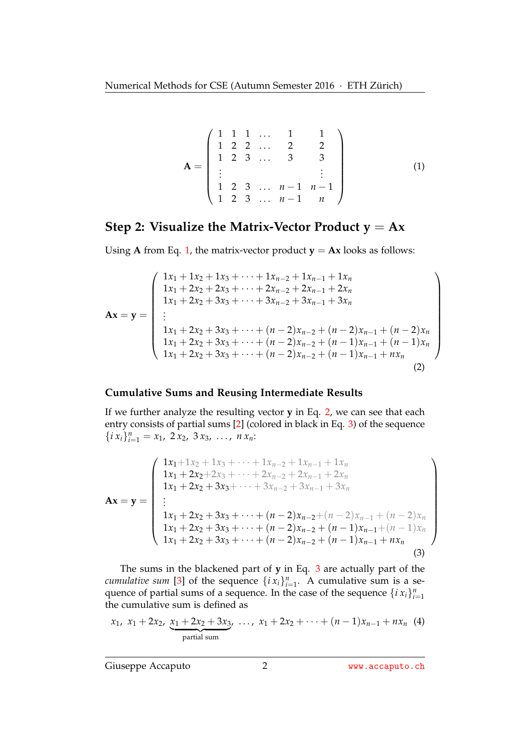$$\mathbf{A} = \begin{pmatrix} 1 & 1 & 1 & \dots & 1 & 1 \\ 1 & 2 & 2 & \dots & 2 & 2 \\ 1 & 2 & 3 & \dots & 3 & 3 \\ \vdots & & & & & \vdots \\ 1 & 2 & 3 & \dots & n-1 & n-1 \\ 1 & 2 & 3 & \dots & n-1 & n \end{pmatrix} \tag{1}$$

## Step 2: Visualize the Matrix-Vector Product $\mathbf{y} = \mathbf{A}\mathbf{x}$

Using $\mathbf{A}$ from Eq. 1, the matrix-vector product $\mathbf{y} = \mathbf{A}\mathbf{x}$ looks as follows:

$$\mathbf{A}\mathbf{x} = \mathbf{y} = \begin{pmatrix} 1x_1 + 1x_2 + 1x_3 + \dots + 1x_{n-2} + 1x_{n-1} + 1x_n \\ 1x_1 + 2x_2 + 2x_3 + \dots + 2x_{n-2} + 2x_{n-1} + 2x_n \\ 1x_1 + 2x_2 + 3x_3 + \dots + 3x_{n-2} + 3x_{n-1} + 3x_n \\ \vdots \\ 1x_1 + 2x_2 + 3x_3 + \dots + (n-2)x_{n-2} + (n-2)x_{n-1} + (n-2)x_n \\ 1x_1 + 2x_2 + 3x_3 + \dots + (n-2)x_{n-2} + (n-1)x_{n-1} + (n-1)x_n \\ 1x_1 + 2x_2 + 3x_3 + \dots + (n-2)x_{n-2} + (n-1)x_{n-1} + nx_n \end{pmatrix} \tag{2}$$

### Cumulative Sums and Reusing Intermediate Results

If we further analyze the resulting vector $\mathbf{y}$ in Eq. 2, we can see that each entry consists of partial sums [2] (colored in black in Eq. 3) of the sequence $\{i\,x_i\}_{i=1}^n = x_1,\ 2\,x_2,\ 3\,x_3,\ \dots,\ n\,x_n$:

$$\mathbf{A}\mathbf{x} = \mathbf{y} = \begin{pmatrix} 1x_1 + 1x_2 + 1x_3 + \dots + 1x_{n-2} + 1x_{n-1} + 1x_n \\ 1x_1 + 2x_2 + 2x_3 + \dots + 2x_{n-2} + 2x_{n-1} + 2x_n \\ 1x_1 + 2x_2 + 3x_3 + \dots + 3x_{n-2} + 3x_{n-1} + 3x_n \\ \vdots \\ 1x_1 + 2x_2 + 3x_3 + \dots + (n-2)x_{n-2} + (n-2)x_{n-1} + (n-2)x_n \\ 1x_1 + 2x_2 + 3x_3 + \dots + (n-2)x_{n-2} + (n-1)x_{n-1} + (n-1)x_n \\ 1x_1 + 2x_2 + 3x_3 + \dots + (n-2)x_{n-2} + (n-1)x_{n-1} + nx_n \end{pmatrix} \tag{3}$$

The sums in the blackened part of $\mathbf{y}$ in Eq. 3 are actually part of the *cumulative sum* [3] of the sequence $\{i\,x_i\}_{i=1}^n$. A cumulative sum is a sequence of partial sums of a sequence. In the case of the sequence $\{i\,x_i\}_{i=1}^n$ the cumulative sum is defined as

$$x_1,\ x_1 + 2x_2,\ \underbrace{x_1 + 2x_2 + 3x_3}_{\text{partial sum}},\ \dots,\ x_1 + 2x_2 + \dots + (n-1)x_{n-1} + nx_n \tag{4}$$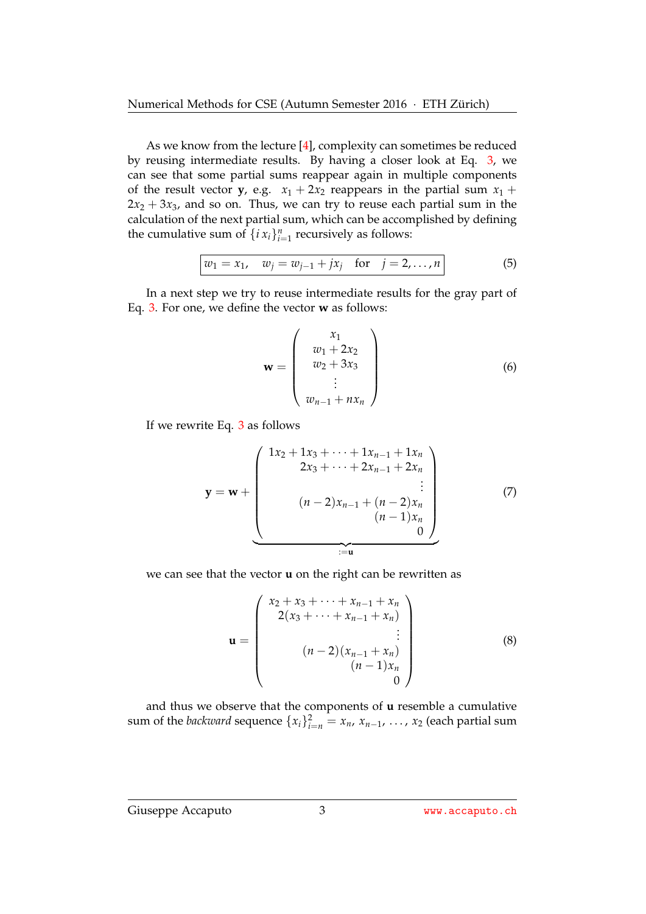As we know from the lecture [4], complexity can sometimes be reduced by reusing intermediate results. By having a closer look at Eq. 3, we can see that some partial sums reappear again in multiple components of the result vector $\mathbf{y}$, e.g. $x_1 + 2x_2$ reappears in the partial sum $x_1 + 2x_2 + 3x_3$, and so on. Thus, we can try to reuse each partial sum in the calculation of the next partial sum, which can be accomplished by defining the cumulative sum of $\{i\, x_i\}_{i=1}^n$ recursively as follows:

$$\boxed{w_1 = x_1, \quad w_j = w_{j-1} + jx_j \quad \text{for} \quad j = 2, \dots, n} \tag{5}$$

In a next step we try to reuse intermediate results for the gray part of Eq. 3. For one, we define the vector $\mathbf{w}$ as follows:

$$\mathbf{w} = \begin{pmatrix} x_1 \\ w_1 + 2x_2 \\ w_2 + 3x_3 \\ \vdots \\ w_{n-1} + nx_n \end{pmatrix} \tag{6}$$

If we rewrite Eq. 3 as follows

$$\mathbf{y} = \mathbf{w} + \underbrace{\begin{pmatrix} 1x_2 + 1x_3 + \cdots + 1x_{n-1} + 1x_n \\ 2x_3 + \cdots + 2x_{n-1} + 2x_n \\ \vdots \\ (n-2)x_{n-1} + (n-2)x_n \\ (n-1)x_n \\ 0 \end{pmatrix}}_{:=\mathbf{u}} \tag{7}$$

we can see that the vector $\mathbf{u}$ on the right can be rewritten as

$$\mathbf{u} = \begin{pmatrix} x_2 + x_3 + \cdots + x_{n-1} + x_n \\ 2(x_3 + \cdots + x_{n-1} + x_n) \\ \vdots \\ (n-2)(x_{n-1} + x_n) \\ (n-1)x_n \\ 0 \end{pmatrix} \tag{8}$$

and thus we observe that the components of $\mathbf{u}$ resemble a cumulative sum of the *backward* sequence $\{x_i\}_{i=n}^2 = x_n, x_{n-1}, \dots, x_2$ (each partial sum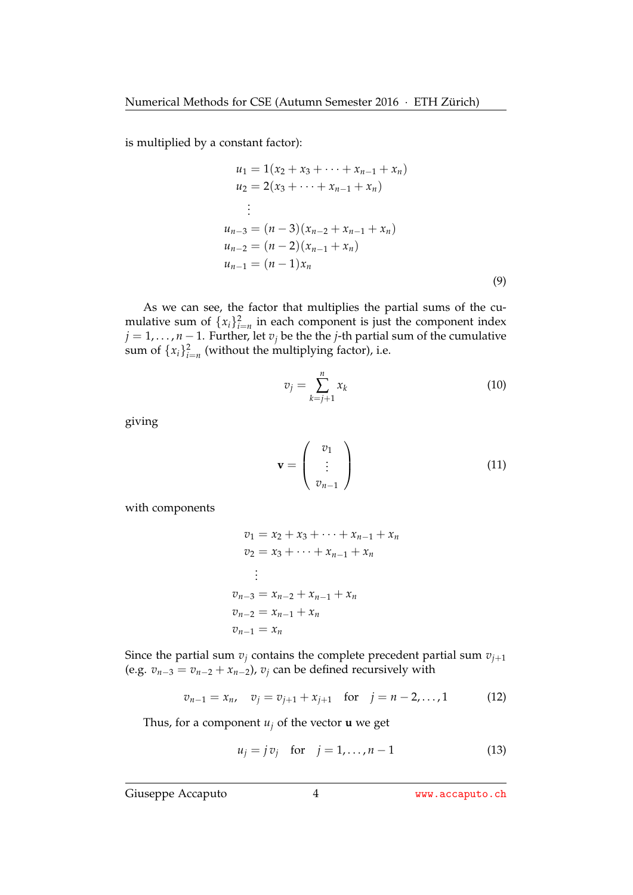is multiplied by a constant factor):

$$
\begin{aligned}
u_1 &= 1(x_2 + x_3 + \cdots + x_{n-1} + x_n) \\
u_2 &= 2(x_3 + \cdots + x_{n-1} + x_n) \\
&\vdots \\
u_{n-3} &= (n-3)(x_{n-2} + x_{n-1} + x_n) \\
u_{n-2} &= (n-2)(x_{n-1} + x_n) \\
u_{n-1} &= (n-1)x_n
\end{aligned}
\tag{9}
$$

As we can see, the factor that multiplies the partial sums of the cumulative sum of $\{x_i\}_{i=n}^2$ in each component is just the component index $j = 1, \ldots, n-1$. Further, let $v_j$ be the the $j$-th partial sum of the cumulative sum of $\{x_i\}_{i=n}^2$ (without the multiplying factor), i.e.

$$
v_j = \sum_{k=j+1}^{n} x_k \tag{10}
$$

giving

$$
\mathbf{v} = \begin{pmatrix} v_1 \\ \vdots \\ v_{n-1} \end{pmatrix} \tag{11}
$$

with components

$$
\begin{aligned}
v_1 &= x_2 + x_3 + \cdots + x_{n-1} + x_n \\
v_2 &= x_3 + \cdots + x_{n-1} + x_n \\
&\vdots \\
v_{n-3} &= x_{n-2} + x_{n-1} + x_n \\
v_{n-2} &= x_{n-1} + x_n \\
v_{n-1} &= x_n
\end{aligned}
$$

Since the partial sum $v_j$ contains the complete precedent partial sum $v_{j+1}$ (e.g. $v_{n-3} = v_{n-2} + x_{n-2}$), $v_j$ can be defined recursively with

$$
v_{n-1} = x_n, \quad v_j = v_{j+1} + x_{j+1} \quad \text{for} \quad j = n-2, \ldots, 1 \tag{12}
$$

Thus, for a component $u_j$ of the vector $\mathbf{u}$ we get

$$
u_j = j\, v_j \quad \text{for} \quad j = 1, \ldots, n-1 \tag{13}
$$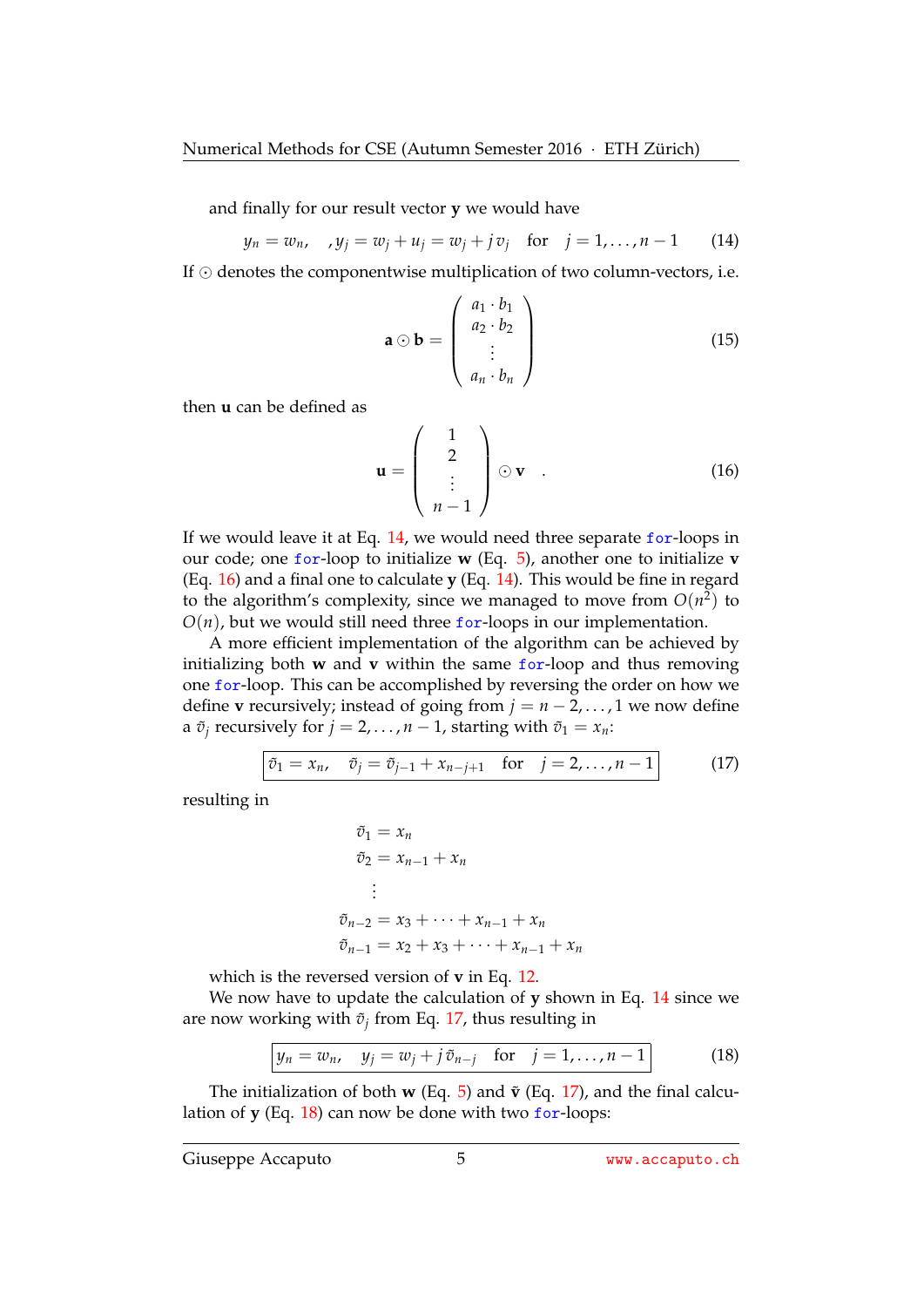and finally for our result vector $\mathbf{y}$ we would have

$$y_n = w_n, \quad , y_j = w_j + u_j = w_j + j\, v_j \quad \text{for} \quad j = 1, \ldots, n-1 \tag{14}$$

If $\odot$ denotes the componentwise multiplication of two column-vectors, i.e.

$$\mathbf{a} \odot \mathbf{b} = \begin{pmatrix} a_1 \cdot b_1 \\ a_2 \cdot b_2 \\ \vdots \\ a_n \cdot b_n \end{pmatrix} \tag{15}$$

then $\mathbf{u}$ can be defined as

$$\mathbf{u} = \begin{pmatrix} 1 \\ 2 \\ \vdots \\ n-1 \end{pmatrix} \odot \mathbf{v} \quad . \tag{16}$$

If we would leave it at Eq. 14, we would need three separate `for`-loops in our code; one `for`-loop to initialize $\mathbf{w}$ (Eq. 5), another one to initialize $\mathbf{v}$ (Eq. 16) and a final one to calculate $\mathbf{y}$ (Eq. 14). This would be fine in regard to the algorithm's complexity, since we managed to move from $O(n^2)$ to $O(n)$, but we would still need three `for`-loops in our implementation.

A more efficient implementation of the algorithm can be achieved by initializing both $\mathbf{w}$ and $\mathbf{v}$ within the same `for`-loop and thus removing one `for`-loop. This can be accomplished by reversing the order on how we define $\mathbf{v}$ recursively; instead of going from $j = n-2, \ldots, 1$ we now define a $\tilde{v}_j$ recursively for $j = 2, \ldots, n-1$, starting with $\tilde{v}_1 = x_n$:

$$\boxed{\tilde{v}_1 = x_n, \quad \tilde{v}_j = \tilde{v}_{j-1} + x_{n-j+1} \quad \text{for} \quad j = 2, \ldots, n-1} \tag{17}$$

resulting in

$$\begin{aligned}
\tilde{v}_1 &= x_n \\
\tilde{v}_2 &= x_{n-1} + x_n \\
&\vdots \\
\tilde{v}_{n-2} &= x_3 + \cdots + x_{n-1} + x_n \\
\tilde{v}_{n-1} &= x_2 + x_3 + \cdots + x_{n-1} + x_n
\end{aligned}$$

which is the reversed version of $\mathbf{v}$ in Eq. 12.

We now have to update the calculation of $\mathbf{y}$ shown in Eq. 14 since we are now working with $\tilde{v}_j$ from Eq. 17, thus resulting in

$$\boxed{y_n = w_n, \quad y_j = w_j + j\, \tilde{v}_{n-j} \quad \text{for} \quad j = 1, \ldots, n-1} \tag{18}$$

The initialization of both $\mathbf{w}$ (Eq. 5) and $\tilde{\mathbf{v}}$ (Eq. 17), and the final calculation of $\mathbf{y}$ (Eq. 18) can now be done with two `for`-loops: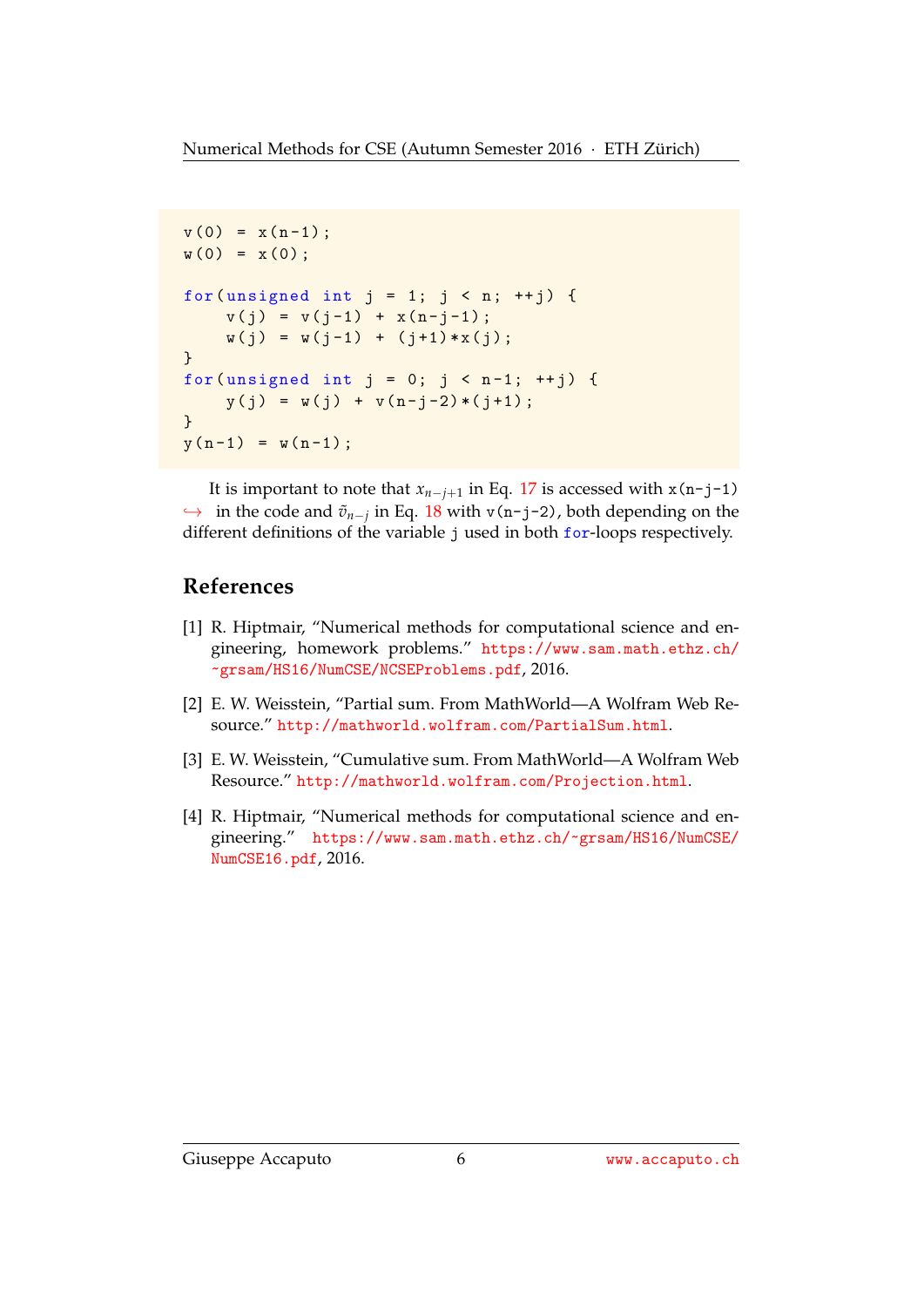```
v(0) = x(n-1);
w(0) = x(0);

for(unsigned int j = 1; j < n; ++j) {
    v(j) = v(j-1) + x(n-j-1);
    w(j) = w(j-1) + (j+1)*x(j);
}
for(unsigned int j = 0; j < n-1; ++j) {
    y(j) = w(j) + v(n-j-2)*(j+1);
}
y(n-1) = w(n-1);
```

It is important to note that $x_{n-j+1}$ in Eq. 17 is accessed with `x(n-j-1)` in the code and $\tilde{v}_{n-j}$ in Eq. 18 with `v(n-j-2)`, both depending on the different definitions of the variable `j` used in both `for`-loops respectively.

## References

[1] R. Hiptmair, "Numerical methods for computational science and engineering, homework problems." https://www.sam.math.ethz.ch/~grsam/HS16/NumCSE/NCSEProblems.pdf, 2016.

[2] E. W. Weisstein, "Partial sum. From MathWorld—A Wolfram Web Resource." http://mathworld.wolfram.com/PartialSum.html.

[3] E. W. Weisstein, "Cumulative sum. From MathWorld—A Wolfram Web Resource." http://mathworld.wolfram.com/Projection.html.

[4] R. Hiptmair, "Numerical methods for computational science and engineering." https://www.sam.math.ethz.ch/~grsam/HS16/NumCSE/NumCSE16.pdf, 2016.